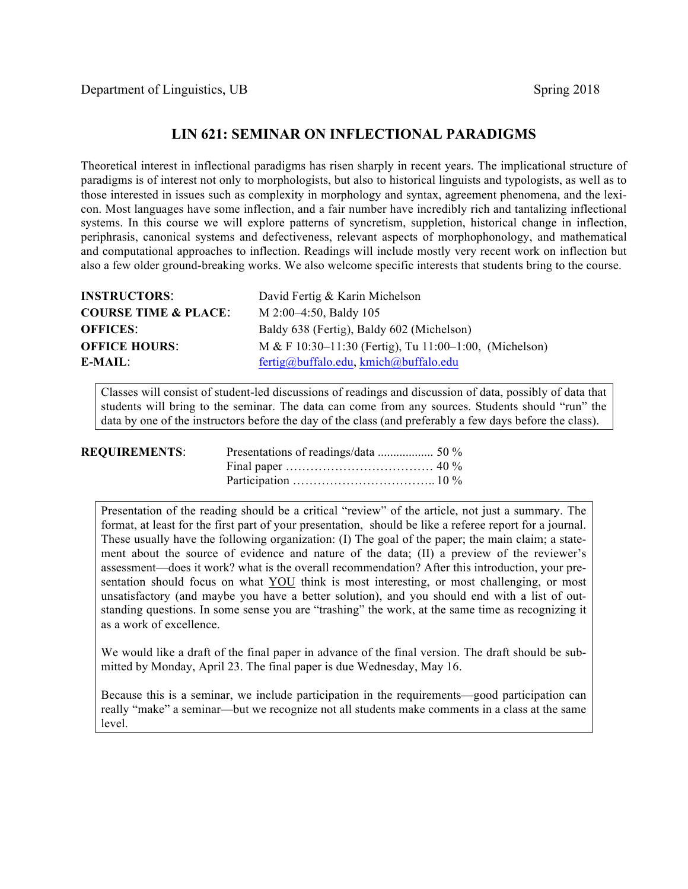Department of Linguistics, UB Spring 2018

# LIN 621: SEMINAR ON INFLECTIONAL PARADIGMS

Theoretical interest in inflectional paradigms has risen sharply in recent years. The implicational structure of paradigms is of interest not only to morphologists, but also to historical linguists and typologists, as well as to those interested in issues such as complexity in morphology and syntax, agreement phenomena, and the lexicon. Most languages have some inflection, and a fair number have incredibly rich and tantalizing inflectional systems. In this course we will explore patterns of syncretism, suppletion, historical change in inflection, periphrasis, canonical systems and defectiveness, relevant aspects of morphophonology, and mathematical and computational approaches to inflection. Readings will include mostly very recent work on inflection but also a few older ground-breaking works. We also welcome specific interests that students bring to the course.

| | |
|---|---|
| **INSTRUCTORS**: | David Fertig & Karin Michelson |
| **COURSE TIME & PLACE**: | M 2:00–4:50, Baldy 105 |
| **OFFICES**: | Baldy 638 (Fertig), Baldy 602 (Michelson) |
| **OFFICE HOURS**: | M & F 10:30–11:30 (Fertig), Tu 11:00–1:00, (Michelson) |
| **E-MAIL**: | fertig@buffalo.edu, kmich@buffalo.edu |

Classes will consist of student-led discussions of readings and discussion of data, possibly of data that students will bring to the seminar. The data can come from any sources. Students should "run" the data by one of the instructors before the day of the class (and preferably a few days before the class).

**REQUIREMENTS**:

| | |
|---|---|
| Presentations of readings/data | 50 % |
| Final paper | 40 % |
| Participation | 10 % |

Presentation of the reading should be a critical "review" of the article, not just a summary. The format, at least for the first part of your presentation, should be like a referee report for a journal. These usually have the following organization: (I) The goal of the paper; the main claim; a statement about the source of evidence and nature of the data; (II) a preview of the reviewer's assessment—does it work? what is the overall recommendation? After this introduction, your presentation should focus on what <u>YOU</u> think is most interesting, or most challenging, or most unsatisfactory (and maybe you have a better solution), and you should end with a list of outstanding questions. In some sense you are "trashing" the work, at the same time as recognizing it as a work of excellence.

We would like a draft of the final paper in advance of the final version. The draft should be submitted by Monday, April 23. The final paper is due Wednesday, May 16.

Because this is a seminar, we include participation in the requirements—good participation can really "make" a seminar—but we recognize not all students make comments in a class at the same level.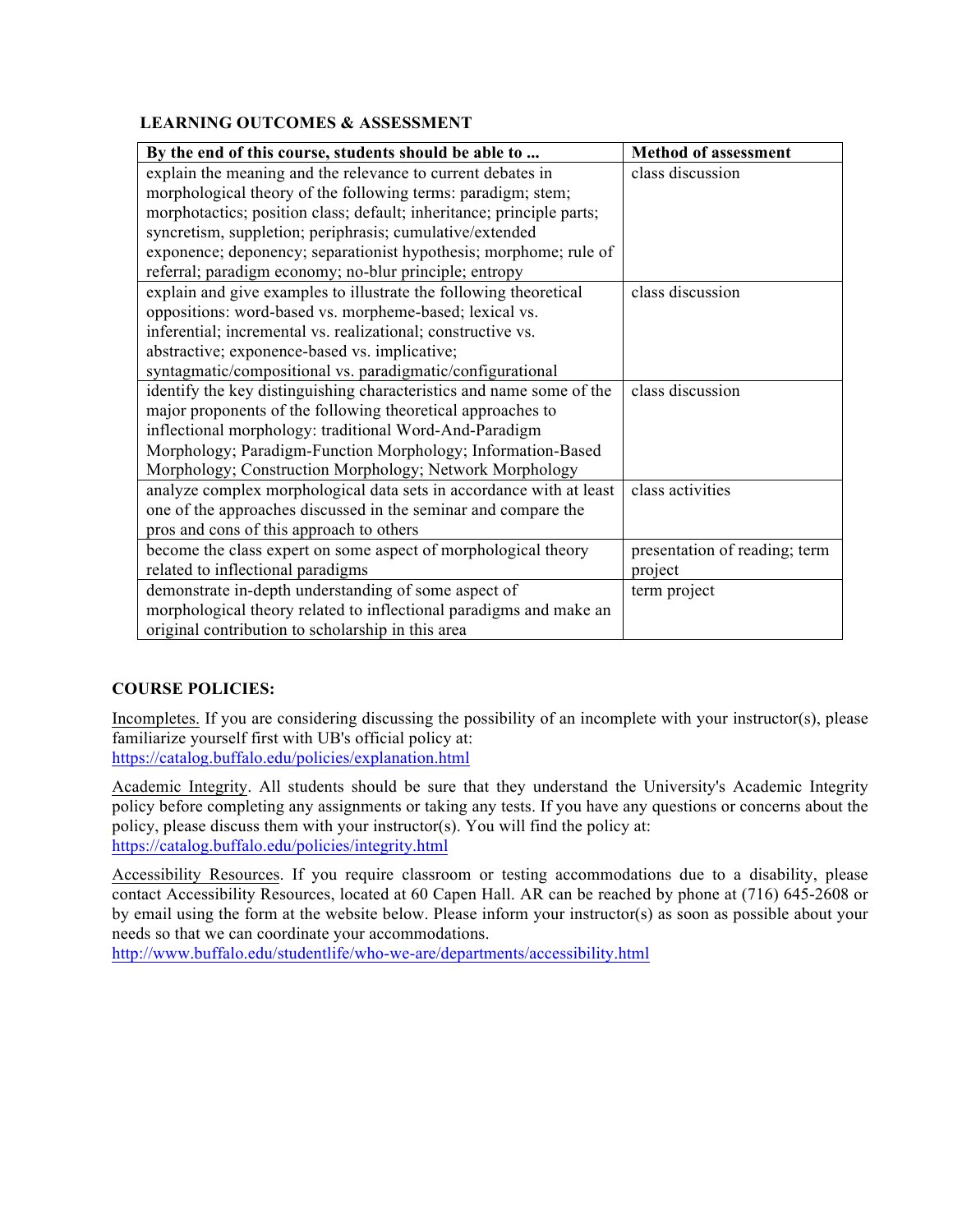## LEARNING OUTCOMES & ASSESSMENT

| By the end of this course, students should be able to ... | Method of assessment |
|---|---|
| explain the meaning and the relevance to current debates in morphological theory of the following terms: paradigm; stem; morphotactics; position class; default; inheritance; principle parts; syncretism, suppletion; periphrasis; cumulative/extended exponence; deponency; separationist hypothesis; morphome; rule of referral; paradigm economy; no-blur principle; entropy | class discussion |
| explain and give examples to illustrate the following theoretical oppositions: word-based vs. morpheme-based; lexical vs. inferential; incremental vs. realizational; constructive vs. abstractive; exponence-based vs. implicative; syntagmatic/compositional vs. paradigmatic/configurational | class discussion |
| identify the key distinguishing characteristics and name some of the major proponents of the following theoretical approaches to inflectional morphology: traditional Word-And-Paradigm Morphology; Paradigm-Function Morphology; Information-Based Morphology; Construction Morphology; Network Morphology | class discussion |
| analyze complex morphological data sets in accordance with at least one of the approaches discussed in the seminar and compare the pros and cons of this approach to others | class activities |
| become the class expert on some aspect of morphological theory related to inflectional paradigms | presentation of reading; term project |
| demonstrate in-depth understanding of some aspect of morphological theory related to inflectional paradigms and make an original contribution to scholarship in this area | term project |

## COURSE POLICIES:

Incompletes. If you are considering discussing the possibility of an incomplete with your instructor(s), please familiarize yourself first with UB's official policy at:
https://catalog.buffalo.edu/policies/explanation.html

Academic Integrity. All students should be sure that they understand the University's Academic Integrity policy before completing any assignments or taking any tests. If you have any questions or concerns about the policy, please discuss them with your instructor(s). You will find the policy at:
https://catalog.buffalo.edu/policies/integrity.html

Accessibility Resources. If you require classroom or testing accommodations due to a disability, please contact Accessibility Resources, located at 60 Capen Hall. AR can be reached by phone at (716) 645-2608 or by email using the form at the website below. Please inform your instructor(s) as soon as possible about your needs so that we can coordinate your accommodations.
http://www.buffalo.edu/studentlife/who-we-are/departments/accessibility.html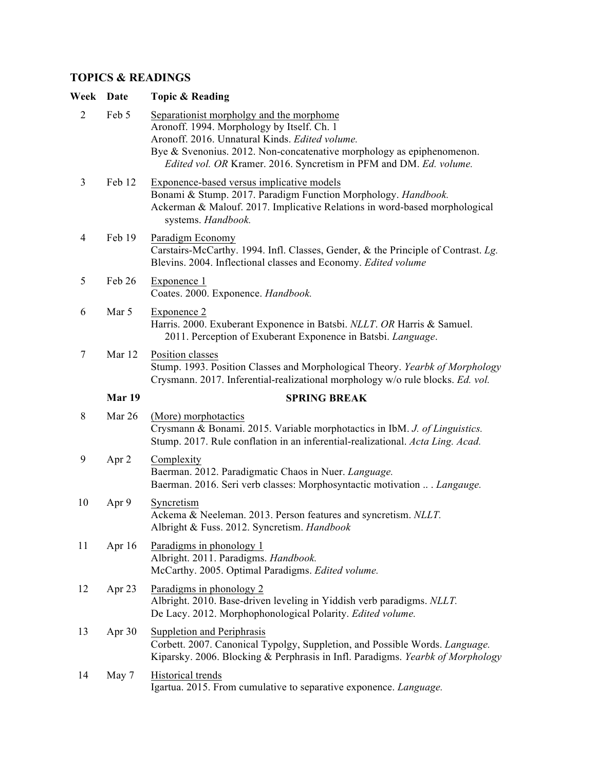## TOPICS & READINGS

| Week | Date | Topic & Reading |
|---|---|---|
| 2 | Feb 5 | Separationist morpholgy and the morphome<br>Aronoff. 1994. Morphology by Itself. Ch. 1<br>Aronoff. 2016. Unnatural Kinds. *Edited volume.*<br>Bye & Svenonius. 2012. Non-concatenative morphology as epiphenomenon. *Edited vol. OR* Kramer. 2016. Syncretism in PFM and DM. *Ed. volume.* |
| 3 | Feb 12 | Exponence-based versus implicative models<br>Bonami & Stump. 2017. Paradigm Function Morphology. *Handbook.*<br>Ackerman & Malouf. 2017. Implicative Relations in word-based morphological systems. *Handbook.* |
| 4 | Feb 19 | Paradigm Economy<br>Carstairs-McCarthy. 1994. Infl. Classes, Gender, & the Principle of Contrast. *Lg.*<br>Blevins. 2004. Inflectional classes and Economy. *Edited volume* |
| 5 | Feb 26 | Exponence 1<br>Coates. 2000. Exponence. *Handbook.* |
| 6 | Mar 5 | Exponence 2<br>Harris. 2000. Exuberant Exponence in Batsbi. *NLLT*. *OR* Harris & Samuel. 2011. Perception of Exuberant Exponence in Batsbi. *Language*. |
| 7 | Mar 12 | Position classes<br>Stump. 1993. Position Classes and Morphological Theory. *Yearbk of Morphology*<br>Crysmann. 2017. Inferential-realizational morphology w/o rule blocks. *Ed. vol.* |
| | **Mar 19** | **SPRING BREAK** |
| 8 | Mar 26 | (More) morphotactics<br>Crysmann & Bonami. 2015. Variable morphotactics in IbM. *J. of Linguistics.*<br>Stump. 2017. Rule conflation in an inferential-realizational. *Acta Ling. Acad.* |
| 9 | Apr 2 | Complexity<br>Baerman. 2012. Paradigmatic Chaos in Nuer. *Language.*<br>Baerman. 2016. Seri verb classes: Morphosyntactic motivation .. . *Langauge.* |
| 10 | Apr 9 | Syncretism<br>Ackema & Neeleman. 2013. Person features and syncretism. *NLLT.*<br>Albright & Fuss. 2012. Syncretism. *Handbook* |
| 11 | Apr 16 | Paradigms in phonology 1<br>Albright. 2011. Paradigms. *Handbook.*<br>McCarthy. 2005. Optimal Paradigms. *Edited volume.* |
| 12 | Apr 23 | Paradigms in phonology 2<br>Albright. 2010. Base-driven leveling in Yiddish verb paradigms. *NLLT.*<br>De Lacy. 2012. Morphophonological Polarity. *Edited volume.* |
| 13 | Apr 30 | Suppletion and Periphrasis<br>Corbett. 2007. Canonical Typolgy, Suppletion, and Possible Words. *Language.*<br>Kiparsky. 2006. Blocking & Perphrasis in Infl. Paradigms. *Yearbk of Morphology* |
| 14 | May 7 | Historical trends<br>Igartua. 2015. From cumulative to separative exponence. *Language.* |